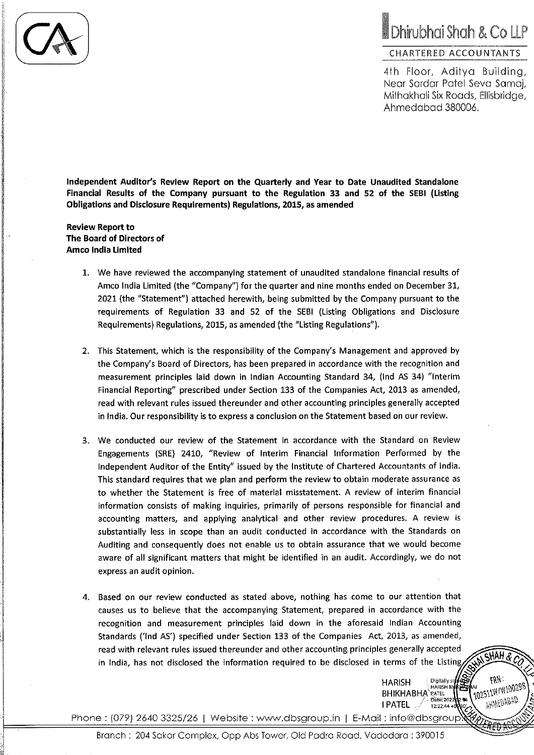# Dhirubhai Shah & Co LLP

CHARTERED ACCOUNTANTS

4th Floor, Aditya Building,
Near Sardar Patel Seva Samaj,
Mithakhali Six Roads, Ellisbridge,
Ahmedabad 380006.

**Independent Auditor's Review Report on the Quarterly and Year to Date Unaudited Standalone Financial Results of the Company pursuant to the Regulation 33 and 52 of the SEBI (Listing Obligations and Disclosure Requirements) Regulations, 2015, as amended**

**Review Report to**
**The Board of Directors of**
**Amco India Limited**

1. We have reviewed the accompanying statement of unaudited standalone financial results of Amco India Limited (the "Company") for the quarter and nine months ended on December 31, 2021 (the "Statement") attached herewith, being submitted by the Company pursuant to the requirements of Regulation 33 and 52 of the SEBI (Listing Obligations and Disclosure Requirements) Regulations, 2015, as amended (the "Listing Regulations").

2. This Statement, which is the responsibility of the Company's Management and approved by the Company's Board of Directors, has been prepared in accordance with the recognition and measurement principles laid down in Indian Accounting Standard 34, (Ind AS 34) "Interim Financial Reporting" prescribed under Section 133 of the Companies Act, 2013 as amended, read with relevant rules issued thereunder and other accounting principles generally accepted in India. Our responsibility is to express a conclusion on the Statement based on our review.

3. We conducted our review of the Statement in accordance with the Standard on Review Engagements (SRE) 2410, "Review of Interim Financial Information Performed by the Independent Auditor of the Entity" issued by the Institute of Chartered Accountants of India. This standard requires that we plan and perform the review to obtain moderate assurance as to whether the Statement is free of material misstatement. A review of interim financial information consists of making inquiries, primarily of persons responsible for financial and accounting matters, and applying analytical and other review procedures. A review is substantially less in scope than an audit conducted in accordance with the Standards on Auditing and consequently does not enable us to obtain assurance that we would become aware of all significant matters that might be identified in an audit. Accordingly, we do not express an audit opinion.

4. Based on our review conducted as stated above, nothing has come to our attention that causes us to believe that the accompanying Statement, prepared in accordance with the recognition and measurement principles laid down in the aforesaid Indian Accounting Standards ('Ind AS') specified under Section 133 of the Companies Act, 2013, as amended, read with relevant rules issued thereunder and other accounting principles generally accepted in India, has not disclosed the information required to be disclosed in terms of the Listing

HARISH BHIKHABHAI PATEL

Phone : (079) 2640 3325/26 | Website : www.dbsgroup.in | E-Mail : info@dbsgroup.in

Branch : 204 Sakar Complex, Opp Abs Tower, Old Padra Road, Vadodara : 390015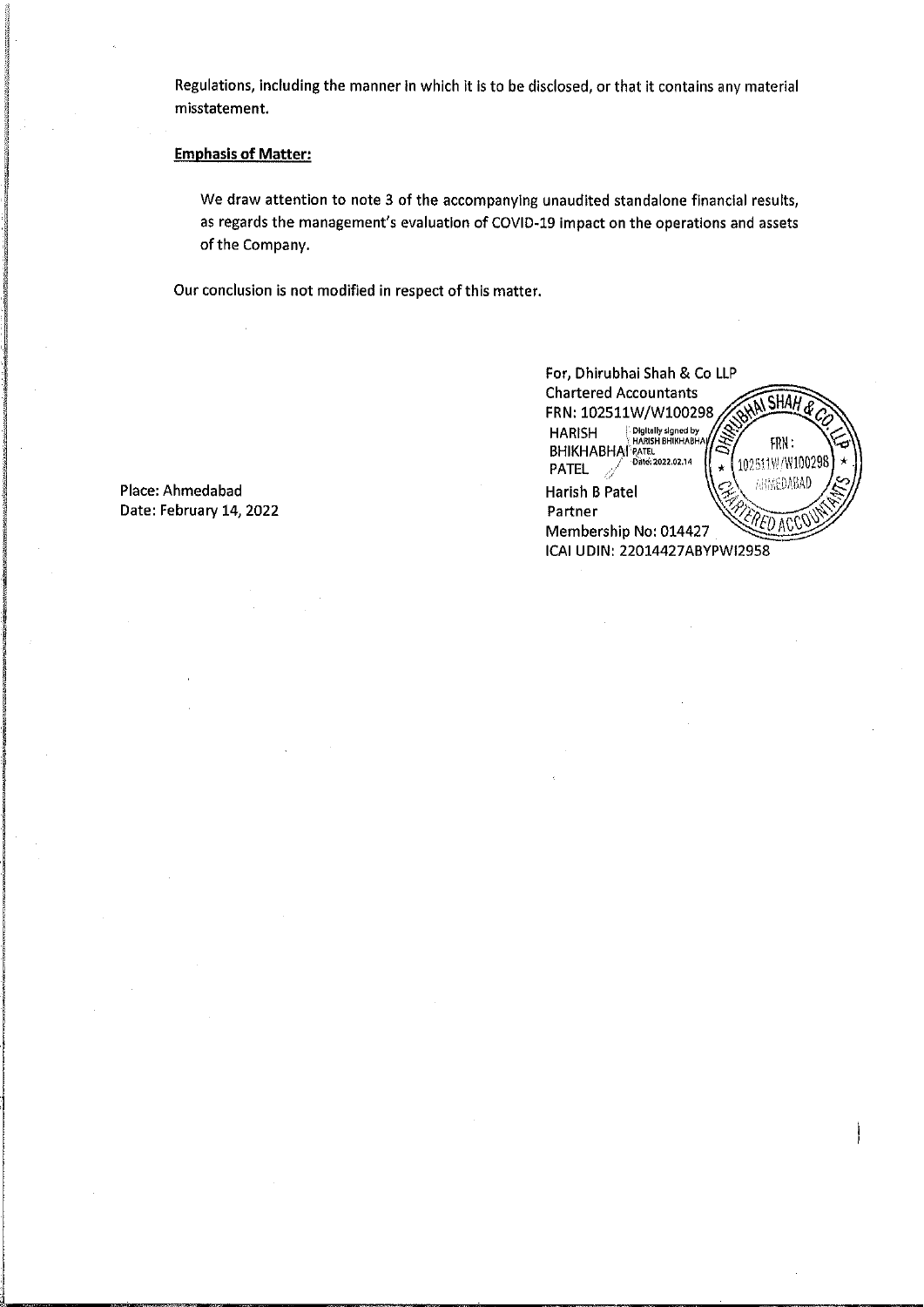Regulations, including the manner in which it is to be disclosed, or that it contains any material misstatement.

**Emphasis of Matter:**

We draw attention to note 3 of the accompanying unaudited standalone financial results, as regards the management's evaluation of COVID-19 impact on the operations and assets of the Company.

Our conclusion is not modified in respect of this matter.

For, Dhirubhai Shah & Co LLP
Chartered Accountants
FRN: 102511W/W100298

HARISH BHIKHABHAI PATEL
Digitally signed by HARISH BHIKHABHAI PATEL
Date: 2022.02.14

Harish B Patel
Partner
Membership No: 014427
ICAI UDIN: 22014427ABYPWI2958

Place: Ahmedabad
Date: February 14, 2022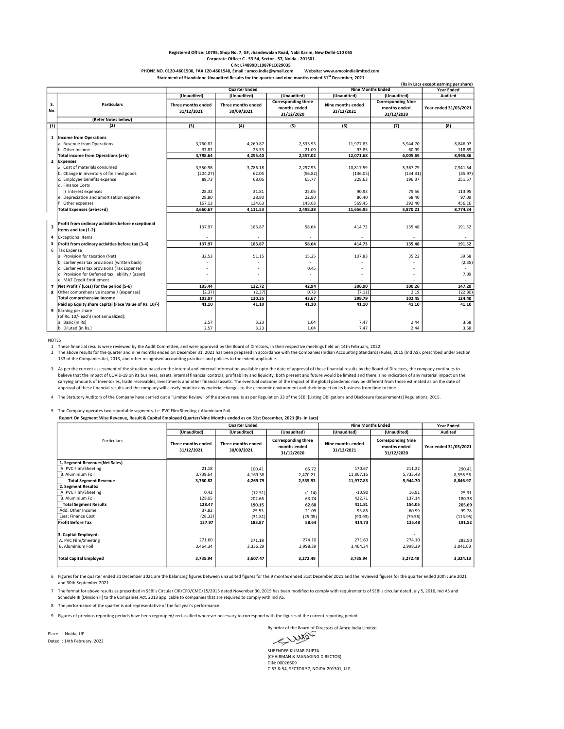**Registered Office: 10795, Shop No. 7, GF, Jhandewalan Road, Nabi Karim, New Delhi-110 055**
**Corporate Office: C - 53 54, Sector - 57, Noida - 201301**
**CIN: L74899DL1987PLC029035**
**PHONE NO. 0120-4601500, FAX 120-4601548, Email : amco.india@ymail.com Website: www.amcoindialimited.com**
**Statement of Standalone Unaudited Results for the quarter and nine months ended 31st December, 2021**

(Rs in Lacs except earning per share)

| S. No. | Particulars | Quarter Ended | | | Nine Months Ended | | Year Ended |
|---|---|---|---|---|---|---|---|
| | | (Unaudited) | (Unaudited) | (Unaudited) | (Unaudited) | (Unaudited) | Audited |
| | | Three months ended 31/12/2021 | Three months ended 30/09/2021 | Corresponding three months ended 31/12/2020 | Nine months ended 31/12/2021 | Corresponding Nine months ended 31/12/2020 | Year ended 31/03/2021 |
| | (Refer Notes below) | | | | | | |
| (1) | (2) | (3) | (4) | (5) | (6) | (7) | (8) |
| 1 | **Income from Operations** | | | | | | |
| | a Revenue from Operations | 3,760.82 | 4,269.87 | 2,535.93 | 11,977.83 | 5,944.70 | 8,846.97 |
| | b Other Income | 37.82 | 25.53 | 21.09 | 93.85 | 60.99 | 118.89 |
| | **Total income from Operations (a+b)** | **3,798.64** | **4,295.40** | **2,557.02** | **12,071.68** | **6,005.69** | **8,965.86** |
| 2 | **Expenses** | | | | | | |
| | a Cost of materials consumed | 3,550.96 | 3,786.18 | 2,297.95 | 10,817.59 | 5,367.79 | 7,941.54 |
| | b. Change in inventory of finished goods | (204.27) | 62.05 | (56.82) | (136.05) | (134.31) | (85.97) |
| | c. Employee benefits expense | 89.73 | 68.06 | 65.77 | 228.63 | 196.37 | 251.57 |
| | d. Finance Costs | | | | | | |
| | i) Interest expenses | 28.32 | 31.81 | 25.05 | 90.93 | 79.56 | 113.95 |
| | e. Depreciation and amortisation expense | 28.80 | 28.80 | 22.80 | 86.40 | 68.40 | 97.09 |
| | f. Other expenses | 167.13 | 134.63 | 143.63 | 569.45 | 292.40 | 456.16 |
| | **Total Expenses (a+b+c+d)** | **3,660.67** | **4,111.53** | **2,498.38** | **11,656.95** | **5,870.21** | **8,774.34** |
| 3 | **Profit from ordinary activities before exceptional items and tax (1-2)** | 137.97 | 183.87 | 58.64 | 414.73 | 135.48 | 191.52 |
| 4 | Exceptional Items | - | - | - | - | - | - |
| 5 | **Profit from ordinary activities before tax (3-4)** | **137.97** | **183.87** | **58.64** | **414.73** | **135.48** | **191.52** |
| 6 | Tax Expense | | | | | | |
| | a Provision for taxation (Net) | 32.53 | 51.15 | 15.25 | 107.83 | 35.22 | 39.58 |
| | b Earlier year tax provisions (written back) | - | - | - | - | - | (2.35) |
| | c Earlier year tax provisions (Tax Expense) | - | - | 0.45 | - | - | - |
| | d Provision for Deferred tax liability / (asset) | - | - | - | - | - | 7.09 |
| | e MAT Credit Entitlement | - | - | - | - | - | - |
| 7 | **Net Profit / (Loss) for the period (5-6)** | **105.44** | **132.72** | **42.94** | **306.90** | **100.26** | **147.20** |
| 8 | Other comprehensive income / (expenses) | (2.37) | (2.37) | 0.73 | (7.11) | 2.19 | (22.80) |
| | **Total comprehensive income** | **103.07** | **130.35** | **43.67** | **299.79** | **102.45** | **124.40** |
| | **Paid up Equity share capital (Face Value of Rs. 10/-)** | **41.10** | **41.10** | **41.10** | **41.10** | **41.10** | **41.10** |
| 9 | Earning per share | | | | | | |
| | (of Rs. 10/- each) (not annualized): | | | | | | |
| | a Basic (in Rs) | 2.57 | 3.23 | 1.04 | 7.47 | 2.44 | 3.58 |
| | b Diluted (in Rs.) | 2.57 | 3.23 | 1.04 | 7.47 | 2.44 | 3.58 |

NOTES

1. These financial results were reviewed by the Audit Committee, and were approved by the Board of Directors, in their respective meetings held on 14th February, 2022.
2. The above results for the quarter and nine months ended on December 31, 2021 has been prepared in accordance with the Companies (Indian Accounting Standards) Rules, 2015 (Ind AS), prescribed under Section 133 of the Companies Act, 2013, and other recognised accounting practices and policies to the extent applicable.
3. As per the current assessment of the situation based on the internal and external information available upto the date of approval of these financial results by the Board of Directors, the company continues to believe that the impact of COVID-19 on its business, assets, internal financial controls, profitability and liquidity, both present and future would be limited and there is no indication of any material impact on the carrying amounts of inventories, trade receivables, investments and other financial assets. The eventual outcome of the impact of the global pandemic may be different from those estimated as on the date of approval of these financial results and the company will closely monitor any material changes to the economic environment and their impact on its business from time to time.
4. The Statutory Auditors of the Company have carried out a "Limited Review" of the above results as per Regulation 33 of the SEBI [Listing Obligations and Disclosure Requirements] Regulations, 2015.
5. The Company operates two reportable segments, i.e. PVC Film Sheeting / Aluminium Foil.

**Report On Segment Wise Revenue, Result & Capital Employed Quarter/Nine Months ended as on 31st December, 2021 (Rs. in Lacs)**

| Particulars | Quarter Ended | | | Nine Months Ended | | Year Ended |
|---|---|---|---|---|---|---|
| | (Unaudited) | (Unaudited) | (Unaudited) | (Unaudited) | (Unaudited) | Audited |
| | Three months ended 31/12/2021 | Three months ended 30/09/2021 | Corresponding three months ended 31/12/2020 | Nine months ended 31/12/2021 | Corresponding Nine months ended 31/12/2020 | Year ended 31/03/2021 |
| **1. Segment Revenue:(Net Sales)** | | | | | | |
| A. PVC Film/Sheeting | 21.18 | 100.41 | 65.72 | 170.67 | 211.22 | 290.41 |
| B. Aluminium Foil | 3,739.64 | 4,169.38 | 2,470.21 | 11,807.16 | 5,733.48 | 8,556.56 |
| **Total Segment Revenue** | **3,760.82** | **4,269.79** | **2,535.93** | **11,977.83** | **5,944.70** | **8,846.97** |
| **2. Segment Results:** | | | | | | |
| A. PVC Film/Sheeting | 0.42 | (12.51) | (1.14) | -10.90 | 16.91 | 25.31 |
| B. Aluminium Foil | 128.05 | 202.66 | 63.74 | 422.71 | 137.14 | 180.38 |
| **Total Segment Results** | **128.47** | **190.15** | **62.60** | **411.81** | **154.05** | **205.69** |
| Add: Other Income | 37.82 | 25.53 | 21.09 | 93.85 | 60.99 | 99.78 |
| Less: Finance Cost | (28.32) | (31.81) | (25.05) | (90.93) | (79.56) | (113.95) |
| **Profit Before Tax** | **137.97** | **183.87** | **58.64** | **414.73** | **135.48** | **191.52** |
| **3. Capital Employed:** | | | | | - | |
| A. PVC Film/Sheeting | 271.60 | 271.18 | 274.10 | 271.60 | 274.10 | 282.50 |
| B. Aluminium Foil | 3,464.34 | 3,336.29 | 2,998.39 | 3,464.34 | 2,998.39 | 3,041.63 |
| **Total Capital Employed** | **3,735.94** | **3,607.47** | **3,272.49** | **3,735.94** | **3,272.49** | **3,324.13** |

6. Figures for the quarter ended 31 December 2021 are the balancing figures between unaudited figures for the 9 months ended 31st December 2021 and the reviewed figures for the quarter ended 30th June 2021 and 30th September 2021.
7. The format for above results as prescribed in SEBI's Circular CIR/CFD/CMD/15/2015 dated November 30, 2015 has been modified to comply with requirements of SEBI's circular dated July 5, 2016, Ind AS and Schedule III [Division II] to the Companies Act, 2013 applicable to companies that are required to comply with Ind AS.
8. The performance of the quarter is not representative of the full year's performance.
9. Figures of previous reporting periods have been regrouped/ reclassified wherever necessary to correspond with the figures of the current reporting period.

By order of the Board of Directors of Amco India Limited

Place : Noida, UP
Dated : 14th February, 2022

SURENDER KUMAR GUPTA
(CHAIRMAN & MANAGING DIRECTOR)
DIN: 00026609
C-53 & 54, SECTOR 57, NOIDA-201301, U.P.